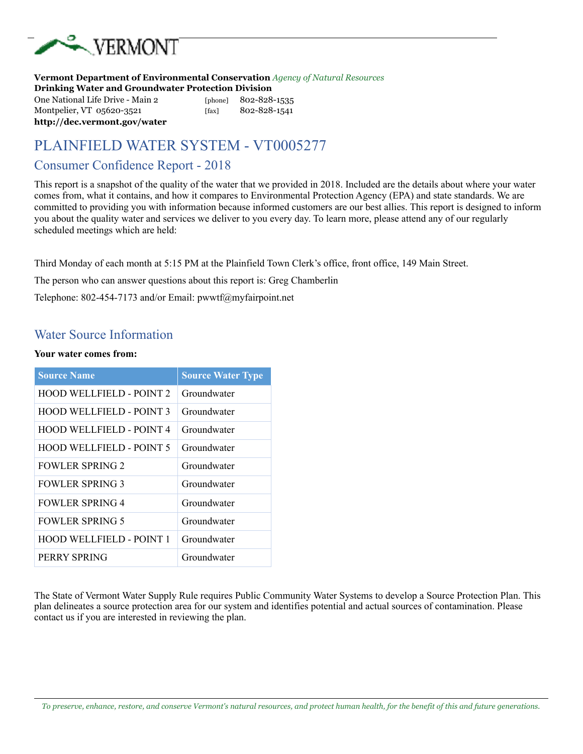**Vermont Department of Environmental Conservation** *Agency of Natural Resources*
**Drinking Water and Groundwater Protection Division**
One National Life Drive - Main 2 [phone] 802-828-1535
Montpelier, VT 05620-3521 [fax] 802-828-1541
**http://dec.vermont.gov/water**

# PLAINFIELD WATER SYSTEM - VT0005277

## Consumer Confidence Report - 2018

This report is a snapshot of the quality of the water that we provided in 2018. Included are the details about where your water comes from, what it contains, and how it compares to Environmental Protection Agency (EPA) and state standards. We are committed to providing you with information because informed customers are our best allies. This report is designed to inform you about the quality water and services we deliver to you every day. To learn more, please attend any of our regularly scheduled meetings which are held:

Third Monday of each month at 5:15 PM at the Plainfield Town Clerk's office, front office, 149 Main Street.

The person who can answer questions about this report is: Greg Chamberlin

Telephone: 802-454-7173 and/or Email: pwwtf@myfairpoint.net

## Water Source Information

**Your water comes from:**

| Source Name | Source Water Type |
|---|---|
| HOOD WELLFIELD - POINT 2 | Groundwater |
| HOOD WELLFIELD - POINT 3 | Groundwater |
| HOOD WELLFIELD - POINT 4 | Groundwater |
| HOOD WELLFIELD - POINT 5 | Groundwater |
| FOWLER SPRING 2 | Groundwater |
| FOWLER SPRING 3 | Groundwater |
| FOWLER SPRING 4 | Groundwater |
| FOWLER SPRING 5 | Groundwater |
| HOOD WELLFIELD - POINT 1 | Groundwater |
| PERRY SPRING | Groundwater |

The State of Vermont Water Supply Rule requires Public Community Water Systems to develop a Source Protection Plan. This plan delineates a source protection area for our system and identifies potential and actual sources of contamination. Please contact us if you are interested in reviewing the plan.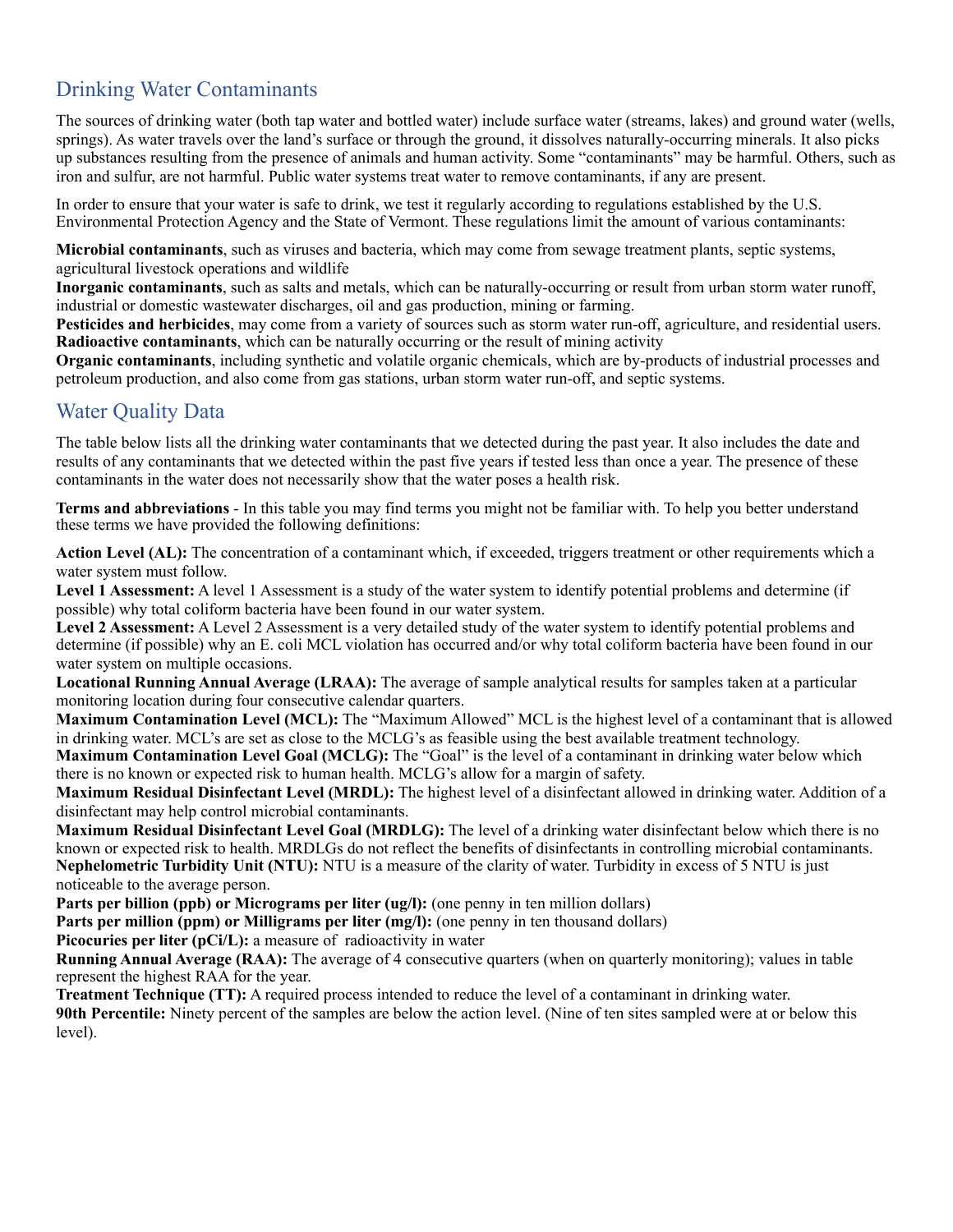## Drinking Water Contaminants

The sources of drinking water (both tap water and bottled water) include surface water (streams, lakes) and ground water (wells, springs). As water travels over the land's surface or through the ground, it dissolves naturally-occurring minerals. It also picks up substances resulting from the presence of animals and human activity. Some "contaminants" may be harmful. Others, such as iron and sulfur, are not harmful. Public water systems treat water to remove contaminants, if any are present.

In order to ensure that your water is safe to drink, we test it regularly according to regulations established by the U.S. Environmental Protection Agency and the State of Vermont. These regulations limit the amount of various contaminants:

**Microbial contaminants**, such as viruses and bacteria, which may come from sewage treatment plants, septic systems, agricultural livestock operations and wildlife
**Inorganic contaminants**, such as salts and metals, which can be naturally-occurring or result from urban storm water runoff, industrial or domestic wastewater discharges, oil and gas production, mining or farming.
**Pesticides and herbicides**, may come from a variety of sources such as storm water run-off, agriculture, and residential users.
**Radioactive contaminants**, which can be naturally occurring or the result of mining activity
**Organic contaminants**, including synthetic and volatile organic chemicals, which are by-products of industrial processes and petroleum production, and also come from gas stations, urban storm water run-off, and septic systems.

## Water Quality Data

The table below lists all the drinking water contaminants that we detected during the past year. It also includes the date and results of any contaminants that we detected within the past five years if tested less than once a year. The presence of these contaminants in the water does not necessarily show that the water poses a health risk.

**Terms and abbreviations** - In this table you may find terms you might not be familiar with. To help you better understand these terms we have provided the following definitions:

**Action Level (AL):** The concentration of a contaminant which, if exceeded, triggers treatment or other requirements which a water system must follow.
**Level 1 Assessment:** A level 1 Assessment is a study of the water system to identify potential problems and determine (if possible) why total coliform bacteria have been found in our water system.
**Level 2 Assessment:** A Level 2 Assessment is a very detailed study of the water system to identify potential problems and determine (if possible) why an E. coli MCL violation has occurred and/or why total coliform bacteria have been found in our water system on multiple occasions.
**Locational Running Annual Average (LRAA):** The average of sample analytical results for samples taken at a particular monitoring location during four consecutive calendar quarters.
**Maximum Contamination Level (MCL):** The "Maximum Allowed" MCL is the highest level of a contaminant that is allowed in drinking water. MCL's are set as close to the MCLG's as feasible using the best available treatment technology.
**Maximum Contamination Level Goal (MCLG):** The "Goal" is the level of a contaminant in drinking water below which there is no known or expected risk to human health. MCLG's allow for a margin of safety.
**Maximum Residual Disinfectant Level (MRDL):** The highest level of a disinfectant allowed in drinking water. Addition of a disinfectant may help control microbial contaminants.
**Maximum Residual Disinfectant Level Goal (MRDLG):** The level of a drinking water disinfectant below which there is no known or expected risk to health. MRDLGs do not reflect the benefits of disinfectants in controlling microbial contaminants.
**Nephelometric Turbidity Unit (NTU):** NTU is a measure of the clarity of water. Turbidity in excess of 5 NTU is just noticeable to the average person.
**Parts per billion (ppb) or Micrograms per liter (ug/l):** (one penny in ten million dollars)
**Parts per million (ppm) or Milligrams per liter (mg/l):** (one penny in ten thousand dollars)
**Picocuries per liter (pCi/L):** a measure of radioactivity in water
**Running Annual Average (RAA):** The average of 4 consecutive quarters (when on quarterly monitoring); values in table represent the highest RAA for the year.
**Treatment Technique (TT):** A required process intended to reduce the level of a contaminant in drinking water.
**90th Percentile:** Ninety percent of the samples are below the action level. (Nine of ten sites sampled were at or below this level).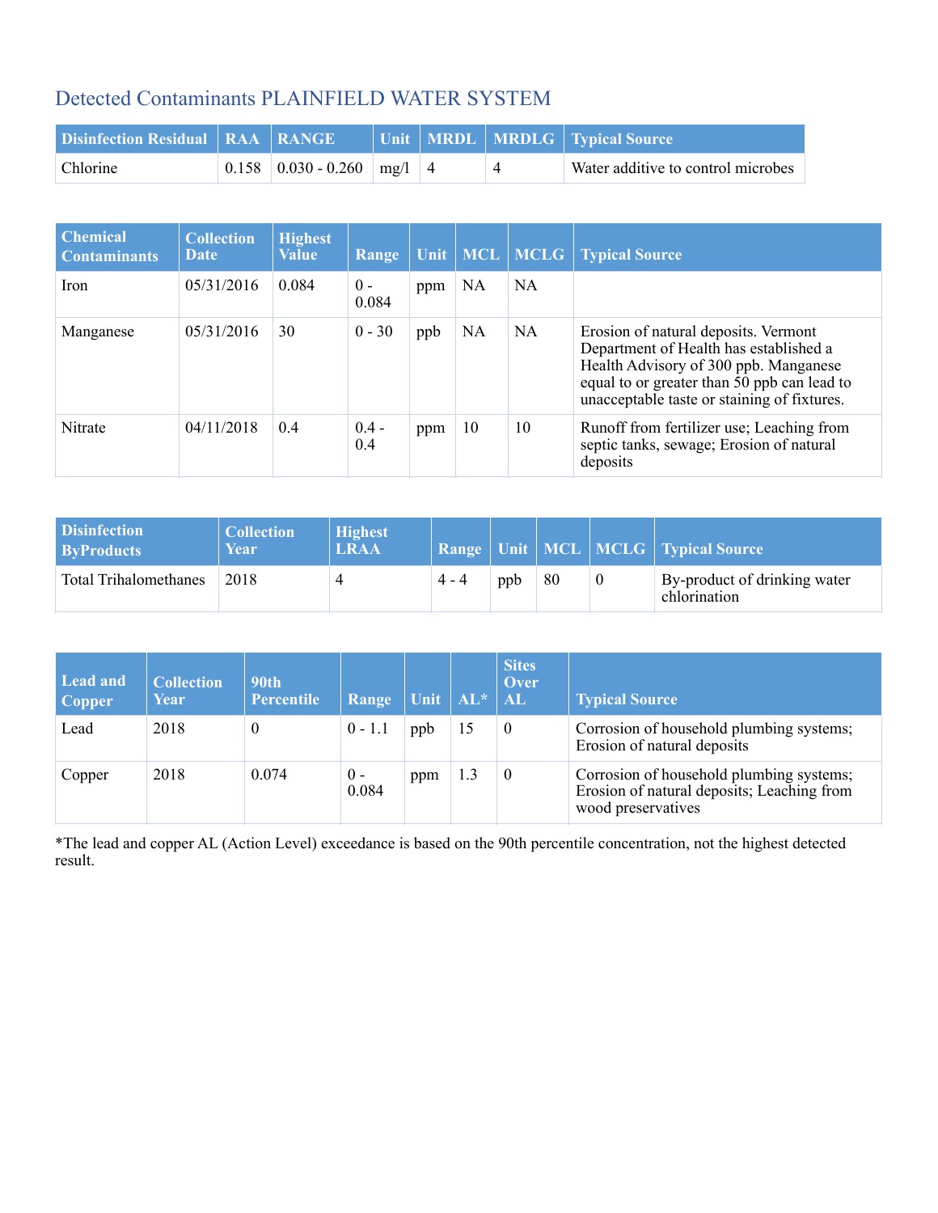## Detected Contaminants PLAINFIELD WATER SYSTEM

| Disinfection Residual | RAA | RANGE | Unit | MRDL | MRDLG | Typical Source |
|---|---|---|---|---|---|---|
| Chlorine | 0.158 | 0.030 - 0.260 | mg/l | 4 | 4 | Water additive to control microbes |

| Chemical Contaminants | Collection Date | Highest Value | Range | Unit | MCL | MCLG | Typical Source |
|---|---|---|---|---|---|---|---|
| Iron | 05/31/2016 | 0.084 | 0 - 0.084 | ppm | NA | NA | |
| Manganese | 05/31/2016 | 30 | 0 - 30 | ppb | NA | NA | Erosion of natural deposits. Vermont Department of Health has established a Health Advisory of 300 ppb. Manganese equal to or greater than 50 ppb can lead to unacceptable taste or staining of fixtures. |
| Nitrate | 04/11/2018 | 0.4 | 0.4 - 0.4 | ppm | 10 | 10 | Runoff from fertilizer use; Leaching from septic tanks, sewage; Erosion of natural deposits |

| Disinfection ByProducts | Collection Year | Highest LRAA | Range | Unit | MCL | MCLG | Typical Source |
|---|---|---|---|---|---|---|---|
| Total Trihalomethanes | 2018 | 4 | 4 - 4 | ppb | 80 | 0 | By-product of drinking water chlorination |

| Lead and Copper | Collection Year | 90th Percentile | Range | Unit | AL* | Sites Over AL | Typical Source |
|---|---|---|---|---|---|---|---|
| Lead | 2018 | 0 | 0 - 1.1 | ppb | 15 | 0 | Corrosion of household plumbing systems; Erosion of natural deposits |
| Copper | 2018 | 0.074 | 0 - 0.084 | ppm | 1.3 | 0 | Corrosion of household plumbing systems; Erosion of natural deposits; Leaching from wood preservatives |

*The lead and copper AL (Action Level) exceedance is based on the 90th percentile concentration, not the highest detected result.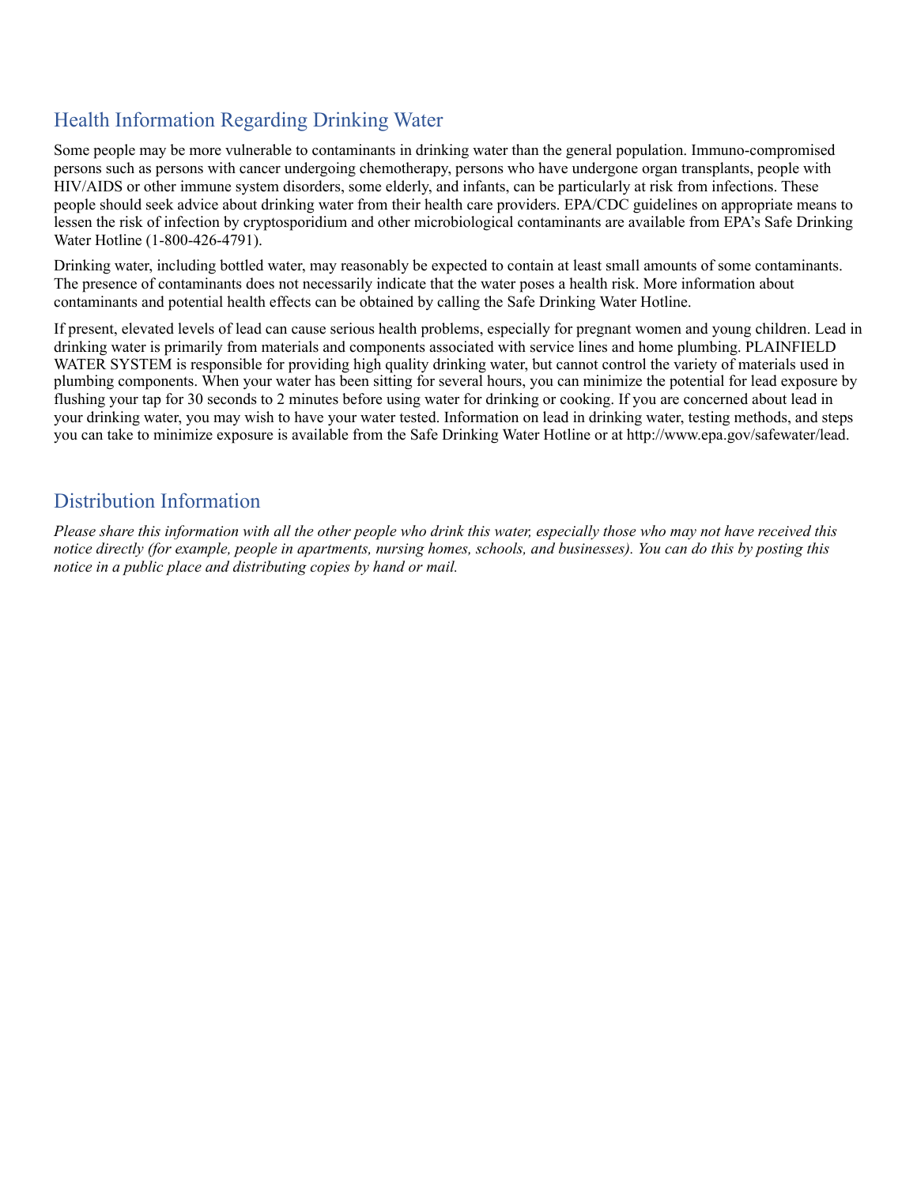## Health Information Regarding Drinking Water

Some people may be more vulnerable to contaminants in drinking water than the general population. Immuno-compromised persons such as persons with cancer undergoing chemotherapy, persons who have undergone organ transplants, people with HIV/AIDS or other immune system disorders, some elderly, and infants, can be particularly at risk from infections. These people should seek advice about drinking water from their health care providers. EPA/CDC guidelines on appropriate means to lessen the risk of infection by cryptosporidium and other microbiological contaminants are available from EPA's Safe Drinking Water Hotline (1-800-426-4791).

Drinking water, including bottled water, may reasonably be expected to contain at least small amounts of some contaminants. The presence of contaminants does not necessarily indicate that the water poses a health risk. More information about contaminants and potential health effects can be obtained by calling the Safe Drinking Water Hotline.

If present, elevated levels of lead can cause serious health problems, especially for pregnant women and young children. Lead in drinking water is primarily from materials and components associated with service lines and home plumbing. PLAINFIELD WATER SYSTEM is responsible for providing high quality drinking water, but cannot control the variety of materials used in plumbing components. When your water has been sitting for several hours, you can minimize the potential for lead exposure by flushing your tap for 30 seconds to 2 minutes before using water for drinking or cooking. If you are concerned about lead in your drinking water, you may wish to have your water tested. Information on lead in drinking water, testing methods, and steps you can take to minimize exposure is available from the Safe Drinking Water Hotline or at http://www.epa.gov/safewater/lead.

## Distribution Information

*Please share this information with all the other people who drink this water, especially those who may not have received this notice directly (for example, people in apartments, nursing homes, schools, and businesses). You can do this by posting this notice in a public place and distributing copies by hand or mail.*